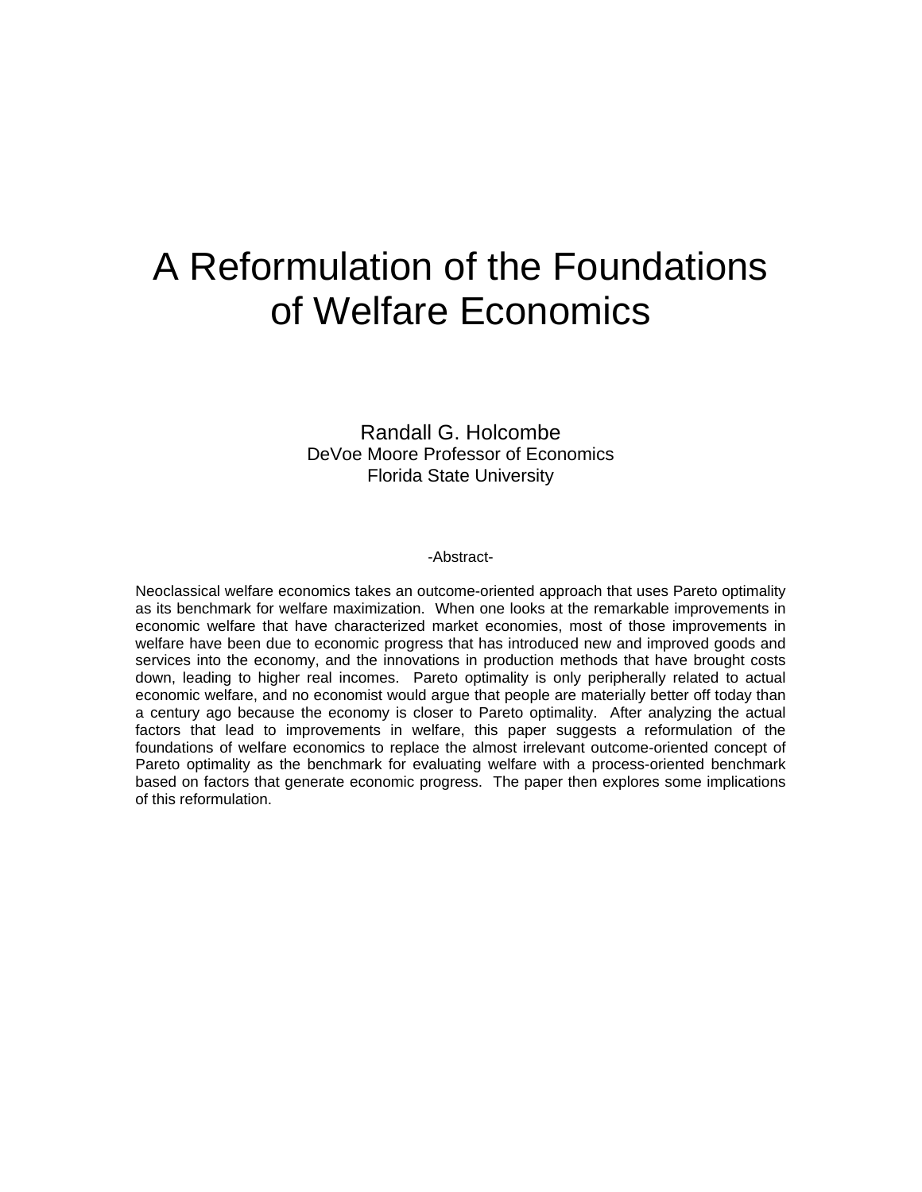# A Reformulation of the Foundations of Welfare Economics

Randall G. Holcombe
DeVoe Moore Professor of Economics
Florida State University

-Abstract-

Neoclassical welfare economics takes an outcome-oriented approach that uses Pareto optimality as its benchmark for welfare maximization. When one looks at the remarkable improvements in economic welfare that have characterized market economies, most of those improvements in welfare have been due to economic progress that has introduced new and improved goods and services into the economy, and the innovations in production methods that have brought costs down, leading to higher real incomes. Pareto optimality is only peripherally related to actual economic welfare, and no economist would argue that people are materially better off today than a century ago because the economy is closer to Pareto optimality. After analyzing the actual factors that lead to improvements in welfare, this paper suggests a reformulation of the foundations of welfare economics to replace the almost irrelevant outcome-oriented concept of Pareto optimality as the benchmark for evaluating welfare with a process-oriented benchmark based on factors that generate economic progress. The paper then explores some implications of this reformulation.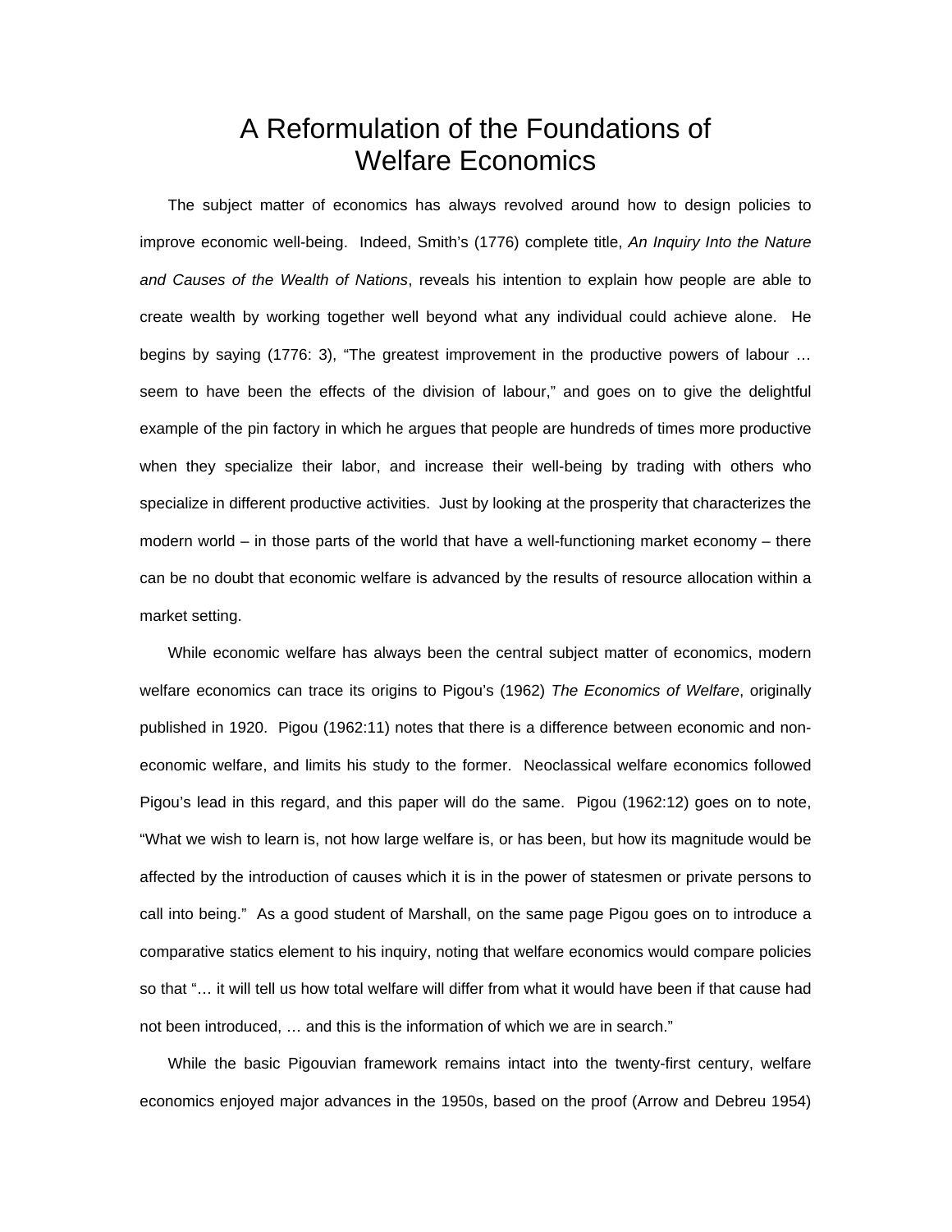# A Reformulation of the Foundations of Welfare Economics

The subject matter of economics has always revolved around how to design policies to improve economic well-being. Indeed, Smith's (1776) complete title, *An Inquiry Into the Nature and Causes of the Wealth of Nations*, reveals his intention to explain how people are able to create wealth by working together well beyond what any individual could achieve alone. He begins by saying (1776: 3), "The greatest improvement in the productive powers of labour … seem to have been the effects of the division of labour," and goes on to give the delightful example of the pin factory in which he argues that people are hundreds of times more productive when they specialize their labor, and increase their well-being by trading with others who specialize in different productive activities. Just by looking at the prosperity that characterizes the modern world – in those parts of the world that have a well-functioning market economy – there can be no doubt that economic welfare is advanced by the results of resource allocation within a market setting.

While economic welfare has always been the central subject matter of economics, modern welfare economics can trace its origins to Pigou's (1962) *The Economics of Welfare*, originally published in 1920. Pigou (1962:11) notes that there is a difference between economic and non-economic welfare, and limits his study to the former. Neoclassical welfare economics followed Pigou's lead in this regard, and this paper will do the same. Pigou (1962:12) goes on to note, "What we wish to learn is, not how large welfare is, or has been, but how its magnitude would be affected by the introduction of causes which it is in the power of statesmen or private persons to call into being." As a good student of Marshall, on the same page Pigou goes on to introduce a comparative statics element to his inquiry, noting that welfare economics would compare policies so that "… it will tell us how total welfare will differ from what it would have been if that cause had not been introduced, … and this is the information of which we are in search."

While the basic Pigouvian framework remains intact into the twenty-first century, welfare economics enjoyed major advances in the 1950s, based on the proof (Arrow and Debreu 1954)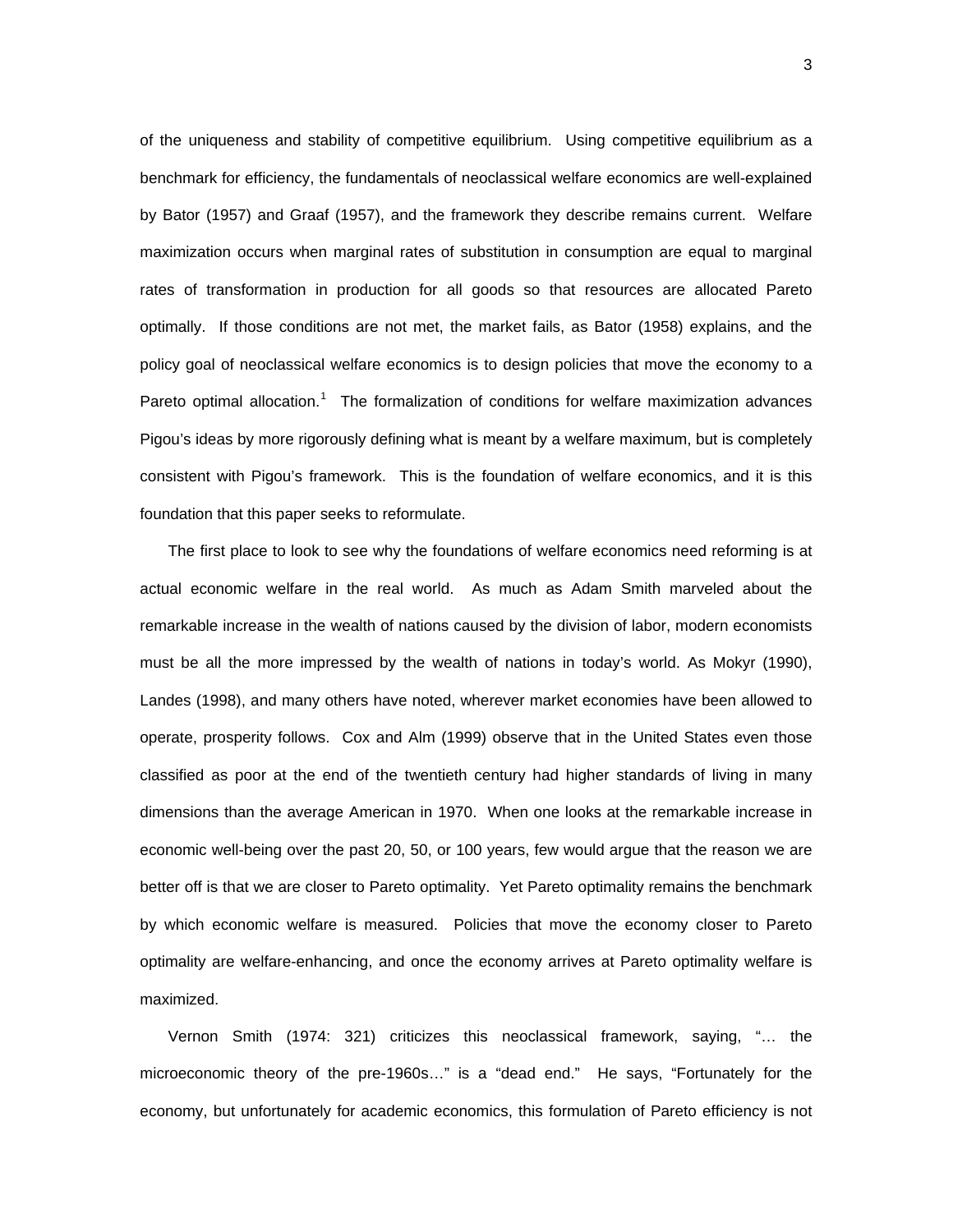of the uniqueness and stability of competitive equilibrium. Using competitive equilibrium as a benchmark for efficiency, the fundamentals of neoclassical welfare economics are well-explained by Bator (1957) and Graaf (1957), and the framework they describe remains current. Welfare maximization occurs when marginal rates of substitution in consumption are equal to marginal rates of transformation in production for all goods so that resources are allocated Pareto optimally. If those conditions are not met, the market fails, as Bator (1958) explains, and the policy goal of neoclassical welfare economics is to design policies that move the economy to a Pareto optimal allocation.[1] The formalization of conditions for welfare maximization advances Pigou's ideas by more rigorously defining what is meant by a welfare maximum, but is completely consistent with Pigou's framework. This is the foundation of welfare economics, and it is this foundation that this paper seeks to reformulate.

The first place to look to see why the foundations of welfare economics need reforming is at actual economic welfare in the real world. As much as Adam Smith marveled about the remarkable increase in the wealth of nations caused by the division of labor, modern economists must be all the more impressed by the wealth of nations in today's world. As Mokyr (1990), Landes (1998), and many others have noted, wherever market economies have been allowed to operate, prosperity follows. Cox and Alm (1999) observe that in the United States even those classified as poor at the end of the twentieth century had higher standards of living in many dimensions than the average American in 1970. When one looks at the remarkable increase in economic well-being over the past 20, 50, or 100 years, few would argue that the reason we are better off is that we are closer to Pareto optimality. Yet Pareto optimality remains the benchmark by which economic welfare is measured. Policies that move the economy closer to Pareto optimality are welfare-enhancing, and once the economy arrives at Pareto optimality welfare is maximized.

Vernon Smith (1974: 321) criticizes this neoclassical framework, saying, "… the microeconomic theory of the pre-1960s…" is a "dead end." He says, "Fortunately for the economy, but unfortunately for academic economics, this formulation of Pareto efficiency is not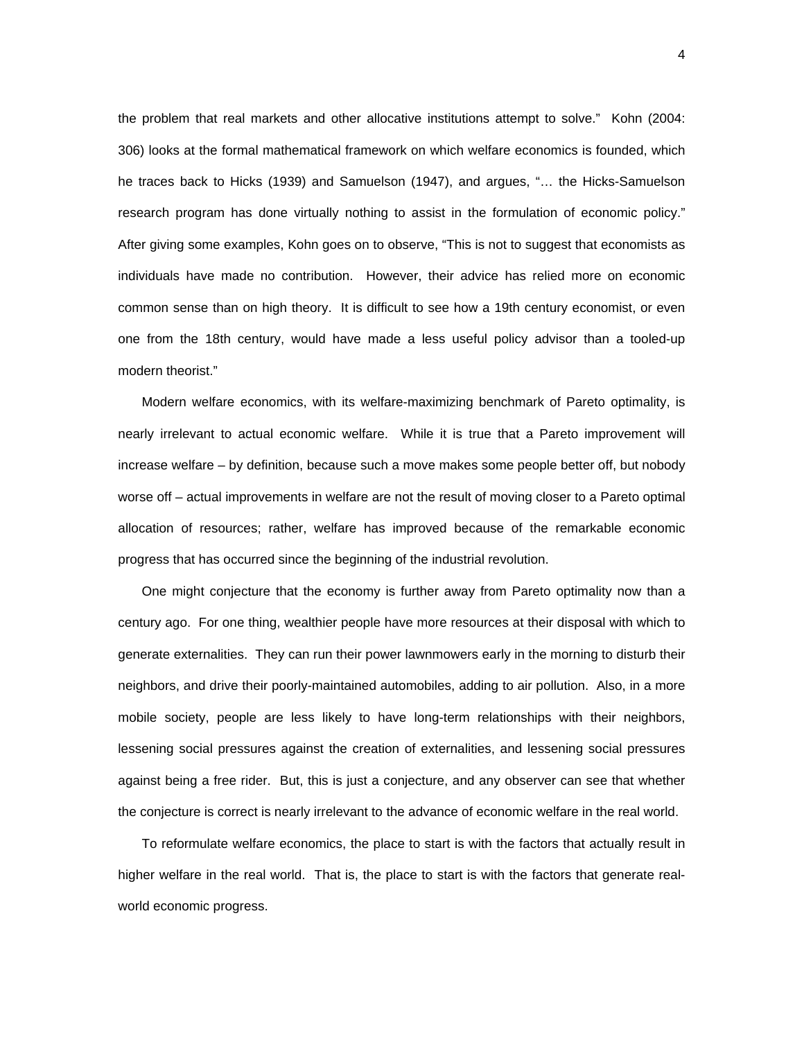the problem that real markets and other allocative institutions attempt to solve." Kohn (2004: 306) looks at the formal mathematical framework on which welfare economics is founded, which he traces back to Hicks (1939) and Samuelson (1947), and argues, "… the Hicks-Samuelson research program has done virtually nothing to assist in the formulation of economic policy." After giving some examples, Kohn goes on to observe, "This is not to suggest that economists as individuals have made no contribution. However, their advice has relied more on economic common sense than on high theory. It is difficult to see how a 19th century economist, or even one from the 18th century, would have made a less useful policy advisor than a tooled-up modern theorist."

Modern welfare economics, with its welfare-maximizing benchmark of Pareto optimality, is nearly irrelevant to actual economic welfare. While it is true that a Pareto improvement will increase welfare – by definition, because such a move makes some people better off, but nobody worse off – actual improvements in welfare are not the result of moving closer to a Pareto optimal allocation of resources; rather, welfare has improved because of the remarkable economic progress that has occurred since the beginning of the industrial revolution.

One might conjecture that the economy is further away from Pareto optimality now than a century ago. For one thing, wealthier people have more resources at their disposal with which to generate externalities. They can run their power lawnmowers early in the morning to disturb their neighbors, and drive their poorly-maintained automobiles, adding to air pollution. Also, in a more mobile society, people are less likely to have long-term relationships with their neighbors, lessening social pressures against the creation of externalities, and lessening social pressures against being a free rider. But, this is just a conjecture, and any observer can see that whether the conjecture is correct is nearly irrelevant to the advance of economic welfare in the real world.

To reformulate welfare economics, the place to start is with the factors that actually result in higher welfare in the real world. That is, the place to start is with the factors that generate real-world economic progress.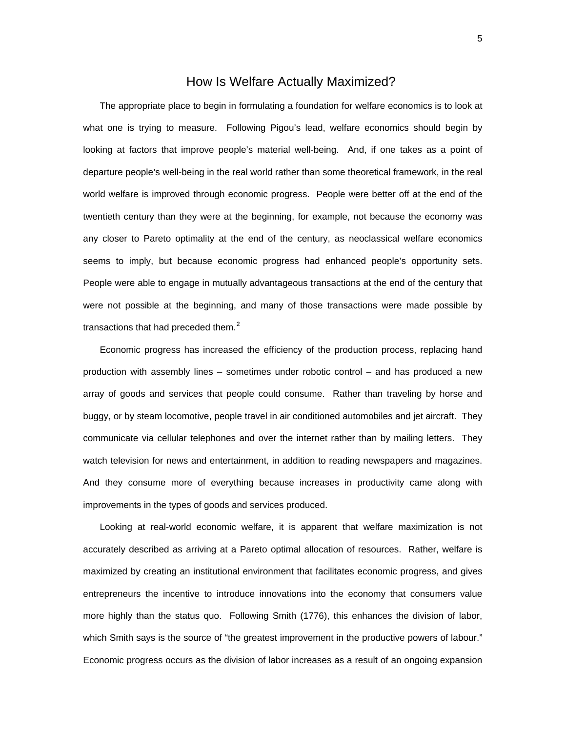# How Is Welfare Actually Maximized?

The appropriate place to begin in formulating a foundation for welfare economics is to look at what one is trying to measure. Following Pigou's lead, welfare economics should begin by looking at factors that improve people's material well-being. And, if one takes as a point of departure people's well-being in the real world rather than some theoretical framework, in the real world welfare is improved through economic progress. People were better off at the end of the twentieth century than they were at the beginning, for example, not because the economy was any closer to Pareto optimality at the end of the century, as neoclassical welfare economics seems to imply, but because economic progress had enhanced people's opportunity sets. People were able to engage in mutually advantageous transactions at the end of the century that were not possible at the beginning, and many of those transactions were made possible by transactions that had preceded them.[2]

Economic progress has increased the efficiency of the production process, replacing hand production with assembly lines – sometimes under robotic control – and has produced a new array of goods and services that people could consume. Rather than traveling by horse and buggy, or by steam locomotive, people travel in air conditioned automobiles and jet aircraft. They communicate via cellular telephones and over the internet rather than by mailing letters. They watch television for news and entertainment, in addition to reading newspapers and magazines. And they consume more of everything because increases in productivity came along with improvements in the types of goods and services produced.

Looking at real-world economic welfare, it is apparent that welfare maximization is not accurately described as arriving at a Pareto optimal allocation of resources. Rather, welfare is maximized by creating an institutional environment that facilitates economic progress, and gives entrepreneurs the incentive to introduce innovations into the economy that consumers value more highly than the status quo. Following Smith (1776), this enhances the division of labor, which Smith says is the source of "the greatest improvement in the productive powers of labour." Economic progress occurs as the division of labor increases as a result of an ongoing expansion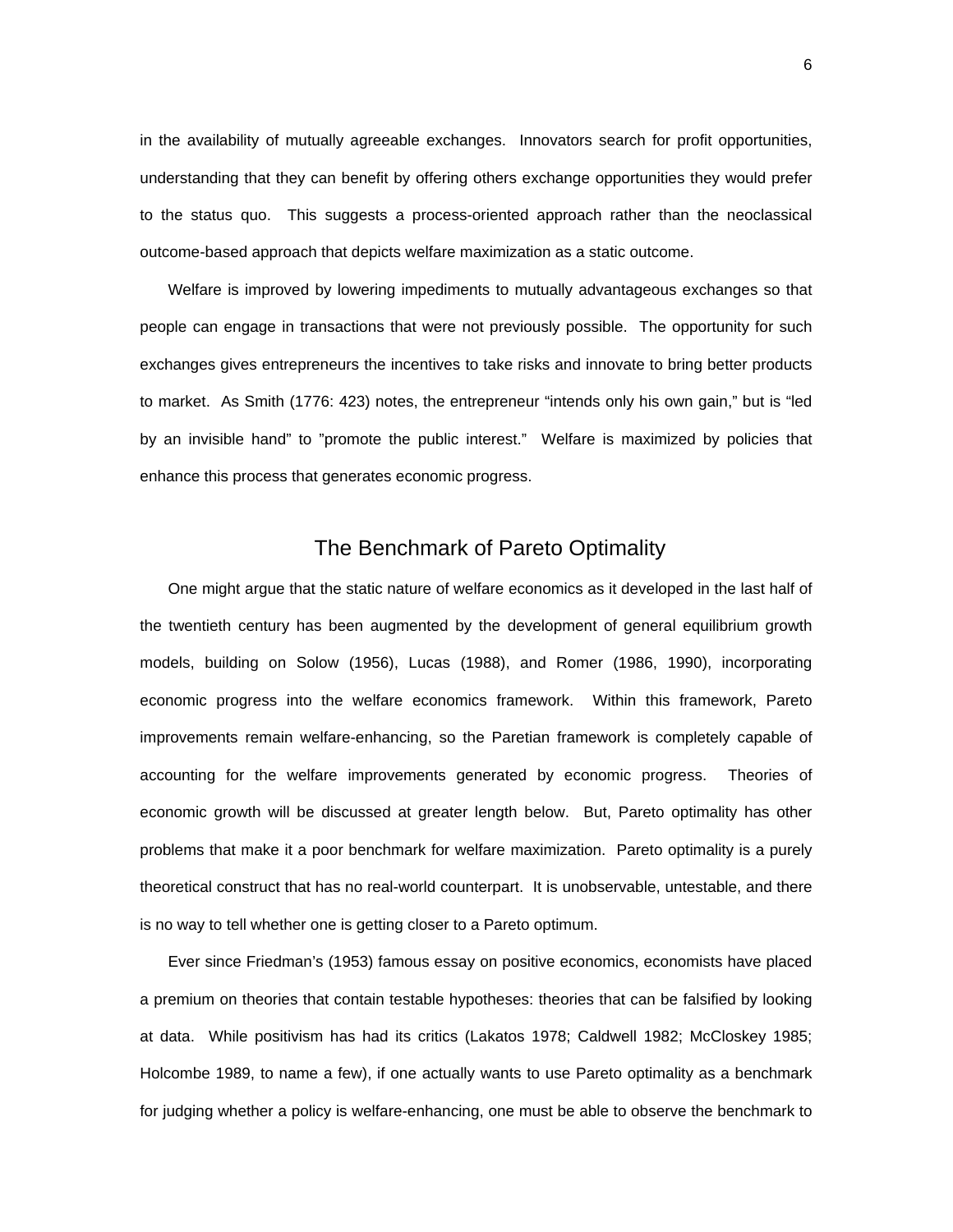in the availability of mutually agreeable exchanges. Innovators search for profit opportunities, understanding that they can benefit by offering others exchange opportunities they would prefer to the status quo. This suggests a process-oriented approach rather than the neoclassical outcome-based approach that depicts welfare maximization as a static outcome.

Welfare is improved by lowering impediments to mutually advantageous exchanges so that people can engage in transactions that were not previously possible. The opportunity for such exchanges gives entrepreneurs the incentives to take risks and innovate to bring better products to market. As Smith (1776: 423) notes, the entrepreneur "intends only his own gain," but is "led by an invisible hand" to "promote the public interest." Welfare is maximized by policies that enhance this process that generates economic progress.

## The Benchmark of Pareto Optimality

One might argue that the static nature of welfare economics as it developed in the last half of the twentieth century has been augmented by the development of general equilibrium growth models, building on Solow (1956), Lucas (1988), and Romer (1986, 1990), incorporating economic progress into the welfare economics framework. Within this framework, Pareto improvements remain welfare-enhancing, so the Paretian framework is completely capable of accounting for the welfare improvements generated by economic progress. Theories of economic growth will be discussed at greater length below. But, Pareto optimality has other problems that make it a poor benchmark for welfare maximization. Pareto optimality is a purely theoretical construct that has no real-world counterpart. It is unobservable, untestable, and there is no way to tell whether one is getting closer to a Pareto optimum.

Ever since Friedman's (1953) famous essay on positive economics, economists have placed a premium on theories that contain testable hypotheses: theories that can be falsified by looking at data. While positivism has had its critics (Lakatos 1978; Caldwell 1982; McCloskey 1985; Holcombe 1989, to name a few), if one actually wants to use Pareto optimality as a benchmark for judging whether a policy is welfare-enhancing, one must be able to observe the benchmark to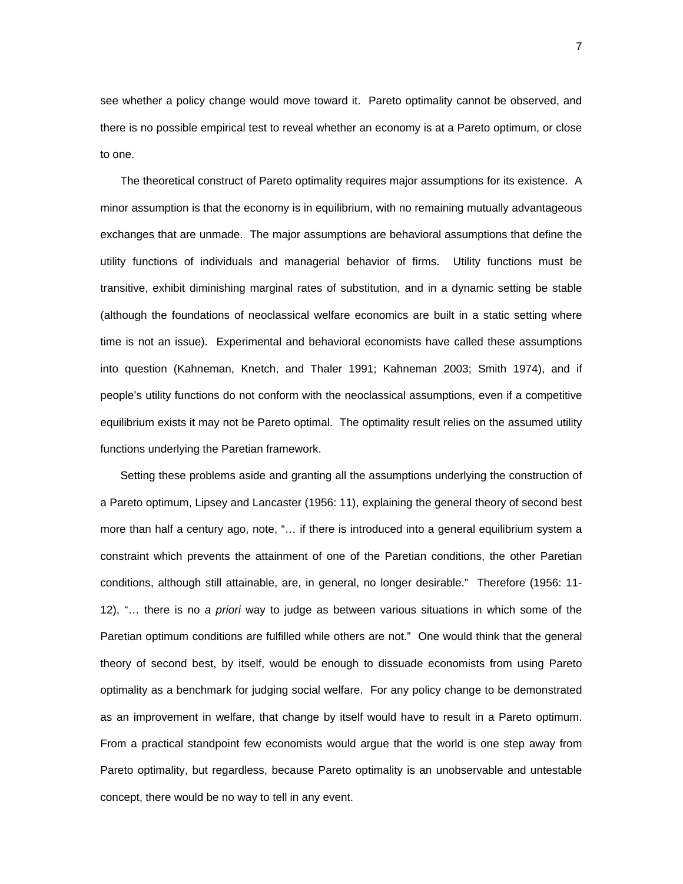see whether a policy change would move toward it. Pareto optimality cannot be observed, and there is no possible empirical test to reveal whether an economy is at a Pareto optimum, or close to one.

The theoretical construct of Pareto optimality requires major assumptions for its existence. A minor assumption is that the economy is in equilibrium, with no remaining mutually advantageous exchanges that are unmade. The major assumptions are behavioral assumptions that define the utility functions of individuals and managerial behavior of firms. Utility functions must be transitive, exhibit diminishing marginal rates of substitution, and in a dynamic setting be stable (although the foundations of neoclassical welfare economics are built in a static setting where time is not an issue). Experimental and behavioral economists have called these assumptions into question (Kahneman, Knetch, and Thaler 1991; Kahneman 2003; Smith 1974), and if people's utility functions do not conform with the neoclassical assumptions, even if a competitive equilibrium exists it may not be Pareto optimal. The optimality result relies on the assumed utility functions underlying the Paretian framework.

Setting these problems aside and granting all the assumptions underlying the construction of a Pareto optimum, Lipsey and Lancaster (1956: 11), explaining the general theory of second best more than half a century ago, note, "… if there is introduced into a general equilibrium system a constraint which prevents the attainment of one of the Paretian conditions, the other Paretian conditions, although still attainable, are, in general, no longer desirable." Therefore (1956: 11-12), "… there is no *a priori* way to judge as between various situations in which some of the Paretian optimum conditions are fulfilled while others are not." One would think that the general theory of second best, by itself, would be enough to dissuade economists from using Pareto optimality as a benchmark for judging social welfare. For any policy change to be demonstrated as an improvement in welfare, that change by itself would have to result in a Pareto optimum. From a practical standpoint few economists would argue that the world is one step away from Pareto optimality, but regardless, because Pareto optimality is an unobservable and untestable concept, there would be no way to tell in any event.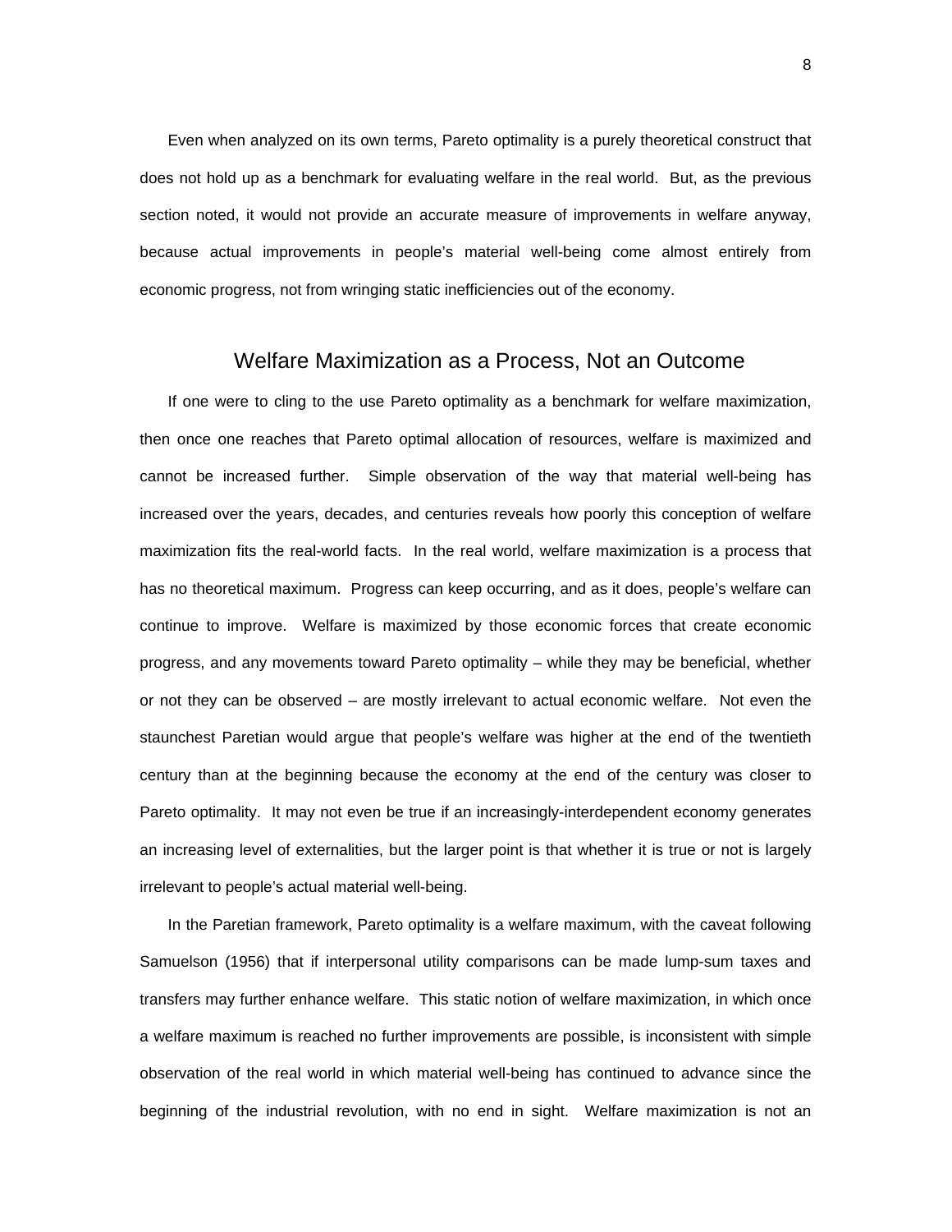Even when analyzed on its own terms, Pareto optimality is a purely theoretical construct that does not hold up as a benchmark for evaluating welfare in the real world. But, as the previous section noted, it would not provide an accurate measure of improvements in welfare anyway, because actual improvements in people's material well-being come almost entirely from economic progress, not from wringing static inefficiencies out of the economy.

## Welfare Maximization as a Process, Not an Outcome

If one were to cling to the use Pareto optimality as a benchmark for welfare maximization, then once one reaches that Pareto optimal allocation of resources, welfare is maximized and cannot be increased further. Simple observation of the way that material well-being has increased over the years, decades, and centuries reveals how poorly this conception of welfare maximization fits the real-world facts. In the real world, welfare maximization is a process that has no theoretical maximum. Progress can keep occurring, and as it does, people's welfare can continue to improve. Welfare is maximized by those economic forces that create economic progress, and any movements toward Pareto optimality – while they may be beneficial, whether or not they can be observed – are mostly irrelevant to actual economic welfare. Not even the staunchest Paretian would argue that people's welfare was higher at the end of the twentieth century than at the beginning because the economy at the end of the century was closer to Pareto optimality. It may not even be true if an increasingly-interdependent economy generates an increasing level of externalities, but the larger point is that whether it is true or not is largely irrelevant to people's actual material well-being.

In the Paretian framework, Pareto optimality is a welfare maximum, with the caveat following Samuelson (1956) that if interpersonal utility comparisons can be made lump-sum taxes and transfers may further enhance welfare. This static notion of welfare maximization, in which once a welfare maximum is reached no further improvements are possible, is inconsistent with simple observation of the real world in which material well-being has continued to advance since the beginning of the industrial revolution, with no end in sight. Welfare maximization is not an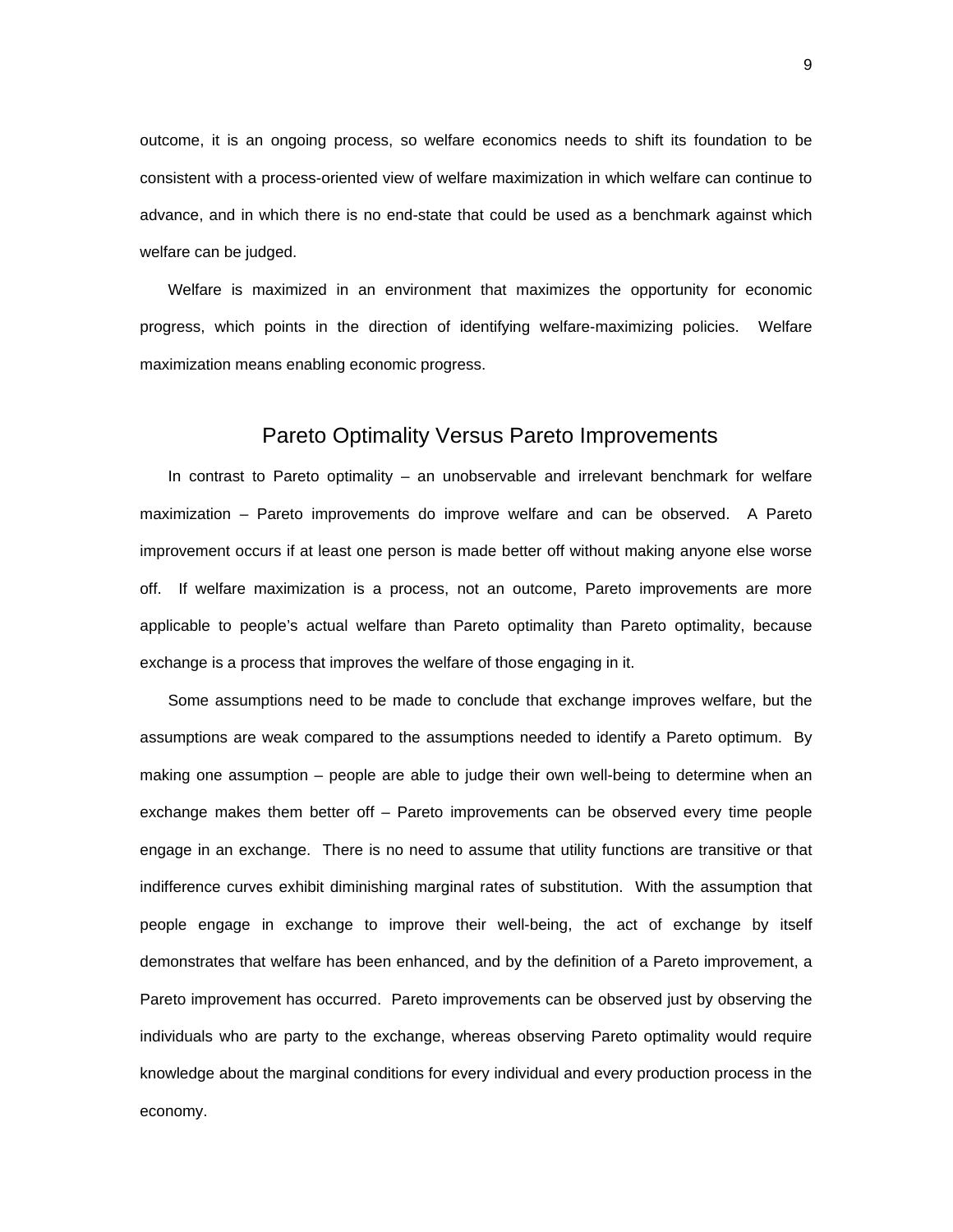outcome, it is an ongoing process, so welfare economics needs to shift its foundation to be consistent with a process-oriented view of welfare maximization in which welfare can continue to advance, and in which there is no end-state that could be used as a benchmark against which welfare can be judged.

Welfare is maximized in an environment that maximizes the opportunity for economic progress, which points in the direction of identifying welfare-maximizing policies. Welfare maximization means enabling economic progress.

## Pareto Optimality Versus Pareto Improvements

In contrast to Pareto optimality – an unobservable and irrelevant benchmark for welfare maximization – Pareto improvements do improve welfare and can be observed. A Pareto improvement occurs if at least one person is made better off without making anyone else worse off. If welfare maximization is a process, not an outcome, Pareto improvements are more applicable to people's actual welfare than Pareto optimality than Pareto optimality, because exchange is a process that improves the welfare of those engaging in it.

Some assumptions need to be made to conclude that exchange improves welfare, but the assumptions are weak compared to the assumptions needed to identify a Pareto optimum. By making one assumption – people are able to judge their own well-being to determine when an exchange makes them better off – Pareto improvements can be observed every time people engage in an exchange. There is no need to assume that utility functions are transitive or that indifference curves exhibit diminishing marginal rates of substitution. With the assumption that people engage in exchange to improve their well-being, the act of exchange by itself demonstrates that welfare has been enhanced, and by the definition of a Pareto improvement, a Pareto improvement has occurred. Pareto improvements can be observed just by observing the individuals who are party to the exchange, whereas observing Pareto optimality would require knowledge about the marginal conditions for every individual and every production process in the economy.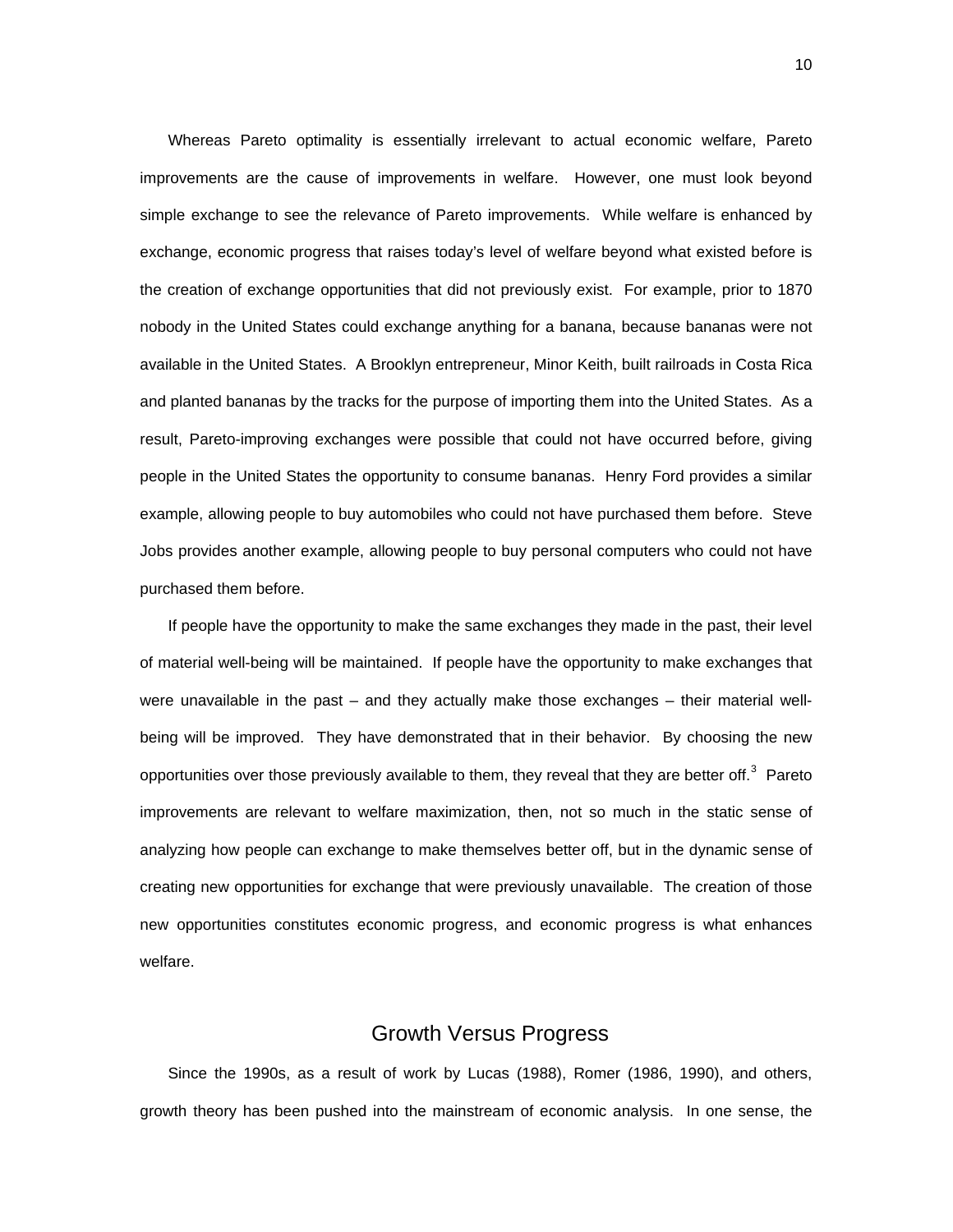Whereas Pareto optimality is essentially irrelevant to actual economic welfare, Pareto improvements are the cause of improvements in welfare. However, one must look beyond simple exchange to see the relevance of Pareto improvements. While welfare is enhanced by exchange, economic progress that raises today's level of welfare beyond what existed before is the creation of exchange opportunities that did not previously exist. For example, prior to 1870 nobody in the United States could exchange anything for a banana, because bananas were not available in the United States. A Brooklyn entrepreneur, Minor Keith, built railroads in Costa Rica and planted bananas by the tracks for the purpose of importing them into the United States. As a result, Pareto-improving exchanges were possible that could not have occurred before, giving people in the United States the opportunity to consume bananas. Henry Ford provides a similar example, allowing people to buy automobiles who could not have purchased them before. Steve Jobs provides another example, allowing people to buy personal computers who could not have purchased them before.

If people have the opportunity to make the same exchanges they made in the past, their level of material well-being will be maintained. If people have the opportunity to make exchanges that were unavailable in the past – and they actually make those exchanges – their material well-being will be improved. They have demonstrated that in their behavior. By choosing the new opportunities over those previously available to them, they reveal that they are better off.[3] Pareto improvements are relevant to welfare maximization, then, not so much in the static sense of analyzing how people can exchange to make themselves better off, but in the dynamic sense of creating new opportunities for exchange that were previously unavailable. The creation of those new opportunities constitutes economic progress, and economic progress is what enhances welfare.

## Growth Versus Progress

Since the 1990s, as a result of work by Lucas (1988), Romer (1986, 1990), and others, growth theory has been pushed into the mainstream of economic analysis. In one sense, the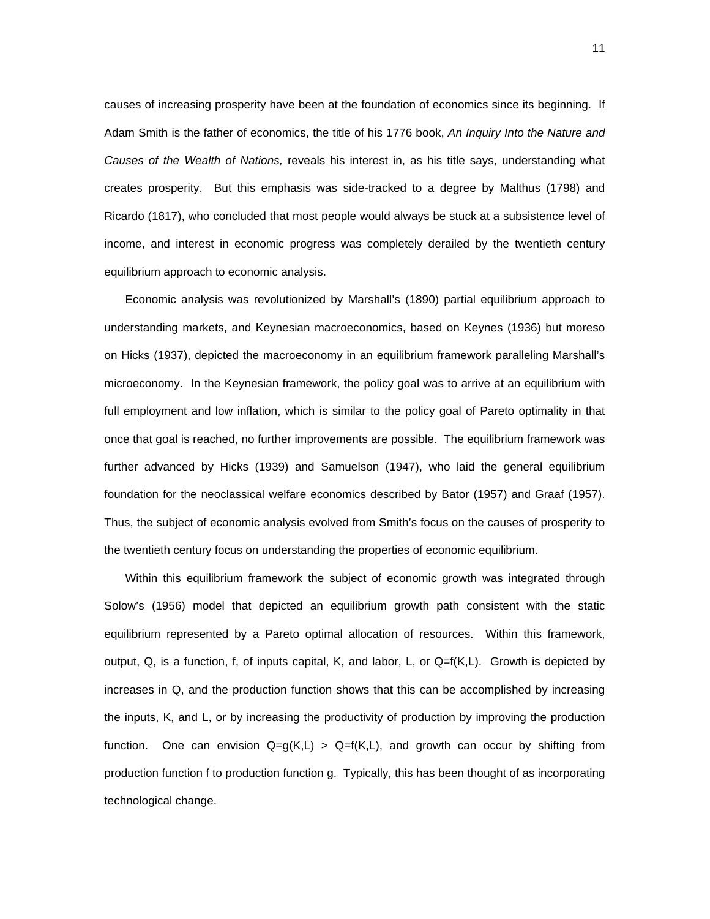causes of increasing prosperity have been at the foundation of economics since its beginning. If Adam Smith is the father of economics, the title of his 1776 book, *An Inquiry Into the Nature and Causes of the Wealth of Nations,* reveals his interest in, as his title says, understanding what creates prosperity. But this emphasis was side-tracked to a degree by Malthus (1798) and Ricardo (1817), who concluded that most people would always be stuck at a subsistence level of income, and interest in economic progress was completely derailed by the twentieth century equilibrium approach to economic analysis.

Economic analysis was revolutionized by Marshall's (1890) partial equilibrium approach to understanding markets, and Keynesian macroeconomics, based on Keynes (1936) but moreso on Hicks (1937), depicted the macroeconomy in an equilibrium framework paralleling Marshall's microeconomy. In the Keynesian framework, the policy goal was to arrive at an equilibrium with full employment and low inflation, which is similar to the policy goal of Pareto optimality in that once that goal is reached, no further improvements are possible. The equilibrium framework was further advanced by Hicks (1939) and Samuelson (1947), who laid the general equilibrium foundation for the neoclassical welfare economics described by Bator (1957) and Graaf (1957). Thus, the subject of economic analysis evolved from Smith's focus on the causes of prosperity to the twentieth century focus on understanding the properties of economic equilibrium.

Within this equilibrium framework the subject of economic growth was integrated through Solow's (1956) model that depicted an equilibrium growth path consistent with the static equilibrium represented by a Pareto optimal allocation of resources. Within this framework, output, Q, is a function, f, of inputs capital, K, and labor, L, or $Q=f(K,L)$. Growth is depicted by increases in Q, and the production function shows that this can be accomplished by increasing the inputs, K, and L, or by increasing the productivity of production by improving the production function. One can envision $Q=g(K,L) > Q=f(K,L)$, and growth can occur by shifting from production function f to production function g. Typically, this has been thought of as incorporating technological change.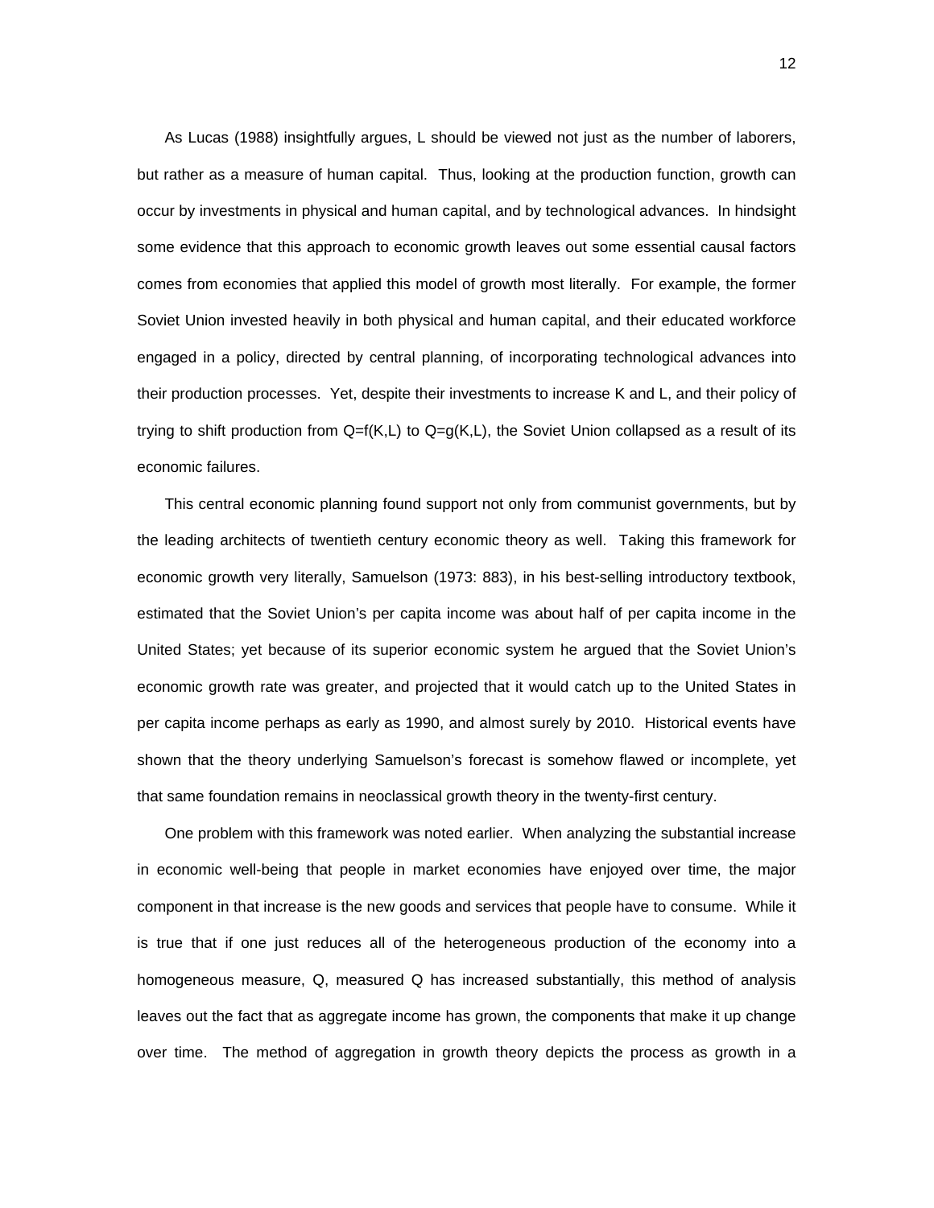As Lucas (1988) insightfully argues, L should be viewed not just as the number of laborers, but rather as a measure of human capital. Thus, looking at the production function, growth can occur by investments in physical and human capital, and by technological advances. In hindsight some evidence that this approach to economic growth leaves out some essential causal factors comes from economies that applied this model of growth most literally. For example, the former Soviet Union invested heavily in both physical and human capital, and their educated workforce engaged in a policy, directed by central planning, of incorporating technological advances into their production processes. Yet, despite their investments to increase K and L, and their policy of trying to shift production from $Q=f(K,L)$ to $Q=g(K,L)$, the Soviet Union collapsed as a result of its economic failures.

This central economic planning found support not only from communist governments, but by the leading architects of twentieth century economic theory as well. Taking this framework for economic growth very literally, Samuelson (1973: 883), in his best-selling introductory textbook, estimated that the Soviet Union's per capita income was about half of per capita income in the United States; yet because of its superior economic system he argued that the Soviet Union's economic growth rate was greater, and projected that it would catch up to the United States in per capita income perhaps as early as 1990, and almost surely by 2010. Historical events have shown that the theory underlying Samuelson's forecast is somehow flawed or incomplete, yet that same foundation remains in neoclassical growth theory in the twenty-first century.

One problem with this framework was noted earlier. When analyzing the substantial increase in economic well-being that people in market economies have enjoyed over time, the major component in that increase is the new goods and services that people have to consume. While it is true that if one just reduces all of the heterogeneous production of the economy into a homogeneous measure, Q, measured Q has increased substantially, this method of analysis leaves out the fact that as aggregate income has grown, the components that make it up change over time. The method of aggregation in growth theory depicts the process as growth in a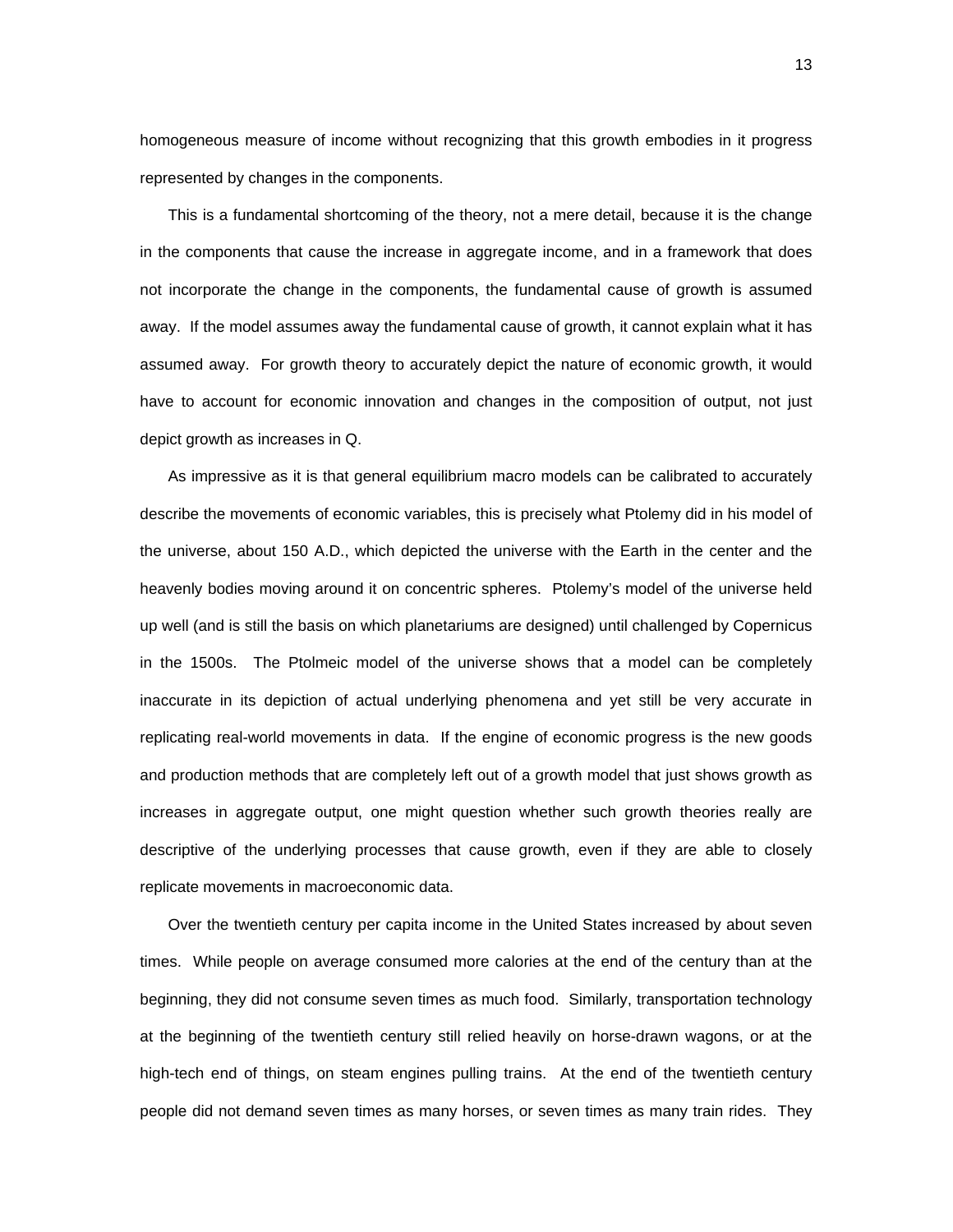homogeneous measure of income without recognizing that this growth embodies in it progress represented by changes in the components.

This is a fundamental shortcoming of the theory, not a mere detail, because it is the change in the components that cause the increase in aggregate income, and in a framework that does not incorporate the change in the components, the fundamental cause of growth is assumed away. If the model assumes away the fundamental cause of growth, it cannot explain what it has assumed away. For growth theory to accurately depict the nature of economic growth, it would have to account for economic innovation and changes in the composition of output, not just depict growth as increases in Q.

As impressive as it is that general equilibrium macro models can be calibrated to accurately describe the movements of economic variables, this is precisely what Ptolemy did in his model of the universe, about 150 A.D., which depicted the universe with the Earth in the center and the heavenly bodies moving around it on concentric spheres. Ptolemy's model of the universe held up well (and is still the basis on which planetariums are designed) until challenged by Copernicus in the 1500s. The Ptolmeic model of the universe shows that a model can be completely inaccurate in its depiction of actual underlying phenomena and yet still be very accurate in replicating real-world movements in data. If the engine of economic progress is the new goods and production methods that are completely left out of a growth model that just shows growth as increases in aggregate output, one might question whether such growth theories really are descriptive of the underlying processes that cause growth, even if they are able to closely replicate movements in macroeconomic data.

Over the twentieth century per capita income in the United States increased by about seven times. While people on average consumed more calories at the end of the century than at the beginning, they did not consume seven times as much food. Similarly, transportation technology at the beginning of the twentieth century still relied heavily on horse-drawn wagons, or at the high-tech end of things, on steam engines pulling trains. At the end of the twentieth century people did not demand seven times as many horses, or seven times as many train rides. They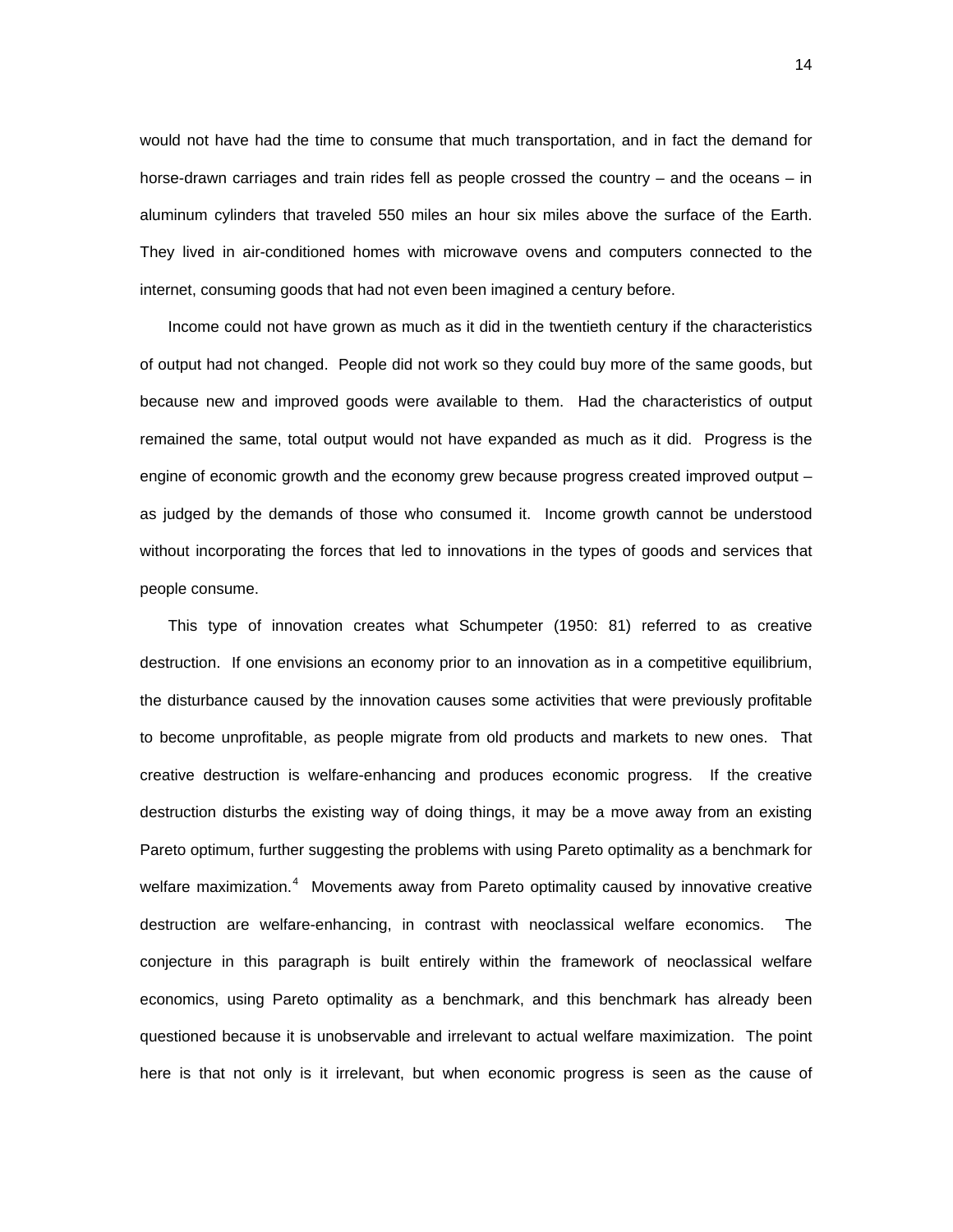would not have had the time to consume that much transportation, and in fact the demand for horse-drawn carriages and train rides fell as people crossed the country – and the oceans – in aluminum cylinders that traveled 550 miles an hour six miles above the surface of the Earth. They lived in air-conditioned homes with microwave ovens and computers connected to the internet, consuming goods that had not even been imagined a century before.

Income could not have grown as much as it did in the twentieth century if the characteristics of output had not changed. People did not work so they could buy more of the same goods, but because new and improved goods were available to them. Had the characteristics of output remained the same, total output would not have expanded as much as it did. Progress is the engine of economic growth and the economy grew because progress created improved output – as judged by the demands of those who consumed it. Income growth cannot be understood without incorporating the forces that led to innovations in the types of goods and services that people consume.

This type of innovation creates what Schumpeter (1950: 81) referred to as creative destruction. If one envisions an economy prior to an innovation as in a competitive equilibrium, the disturbance caused by the innovation causes some activities that were previously profitable to become unprofitable, as people migrate from old products and markets to new ones. That creative destruction is welfare-enhancing and produces economic progress. If the creative destruction disturbs the existing way of doing things, it may be a move away from an existing Pareto optimum, further suggesting the problems with using Pareto optimality as a benchmark for welfare maximization.[4] Movements away from Pareto optimality caused by innovative creative destruction are welfare-enhancing, in contrast with neoclassical welfare economics. The conjecture in this paragraph is built entirely within the framework of neoclassical welfare economics, using Pareto optimality as a benchmark, and this benchmark has already been questioned because it is unobservable and irrelevant to actual welfare maximization. The point here is that not only is it irrelevant, but when economic progress is seen as the cause of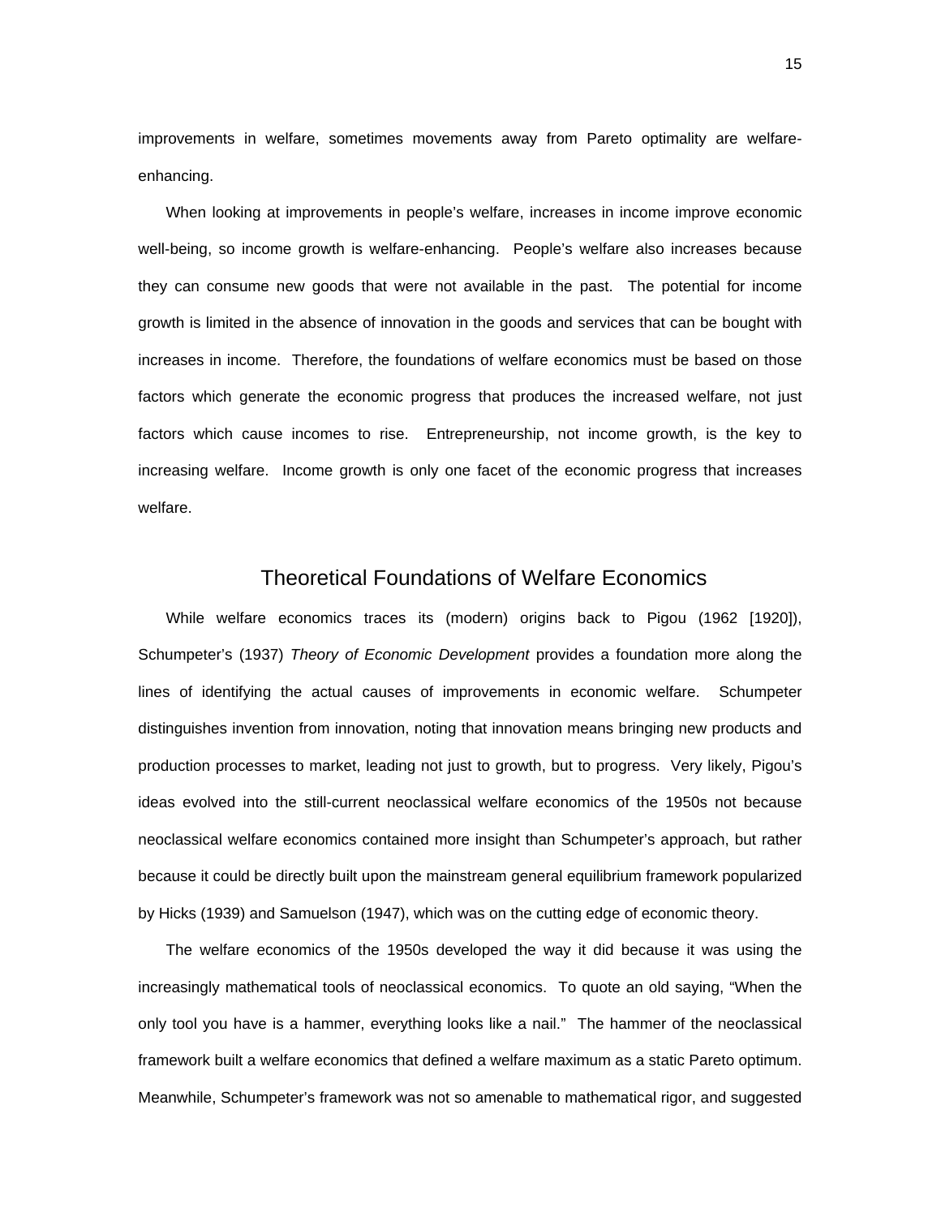improvements in welfare, sometimes movements away from Pareto optimality are welfare-enhancing.

When looking at improvements in people's welfare, increases in income improve economic well-being, so income growth is welfare-enhancing. People's welfare also increases because they can consume new goods that were not available in the past. The potential for income growth is limited in the absence of innovation in the goods and services that can be bought with increases in income. Therefore, the foundations of welfare economics must be based on those factors which generate the economic progress that produces the increased welfare, not just factors which cause incomes to rise. Entrepreneurship, not income growth, is the key to increasing welfare. Income growth is only one facet of the economic progress that increases welfare.

## Theoretical Foundations of Welfare Economics

While welfare economics traces its (modern) origins back to Pigou (1962 [1920]), Schumpeter's (1937) *Theory of Economic Development* provides a foundation more along the lines of identifying the actual causes of improvements in economic welfare. Schumpeter distinguishes invention from innovation, noting that innovation means bringing new products and production processes to market, leading not just to growth, but to progress. Very likely, Pigou's ideas evolved into the still-current neoclassical welfare economics of the 1950s not because neoclassical welfare economics contained more insight than Schumpeter's approach, but rather because it could be directly built upon the mainstream general equilibrium framework popularized by Hicks (1939) and Samuelson (1947), which was on the cutting edge of economic theory.

The welfare economics of the 1950s developed the way it did because it was using the increasingly mathematical tools of neoclassical economics. To quote an old saying, "When the only tool you have is a hammer, everything looks like a nail." The hammer of the neoclassical framework built a welfare economics that defined a welfare maximum as a static Pareto optimum. Meanwhile, Schumpeter's framework was not so amenable to mathematical rigor, and suggested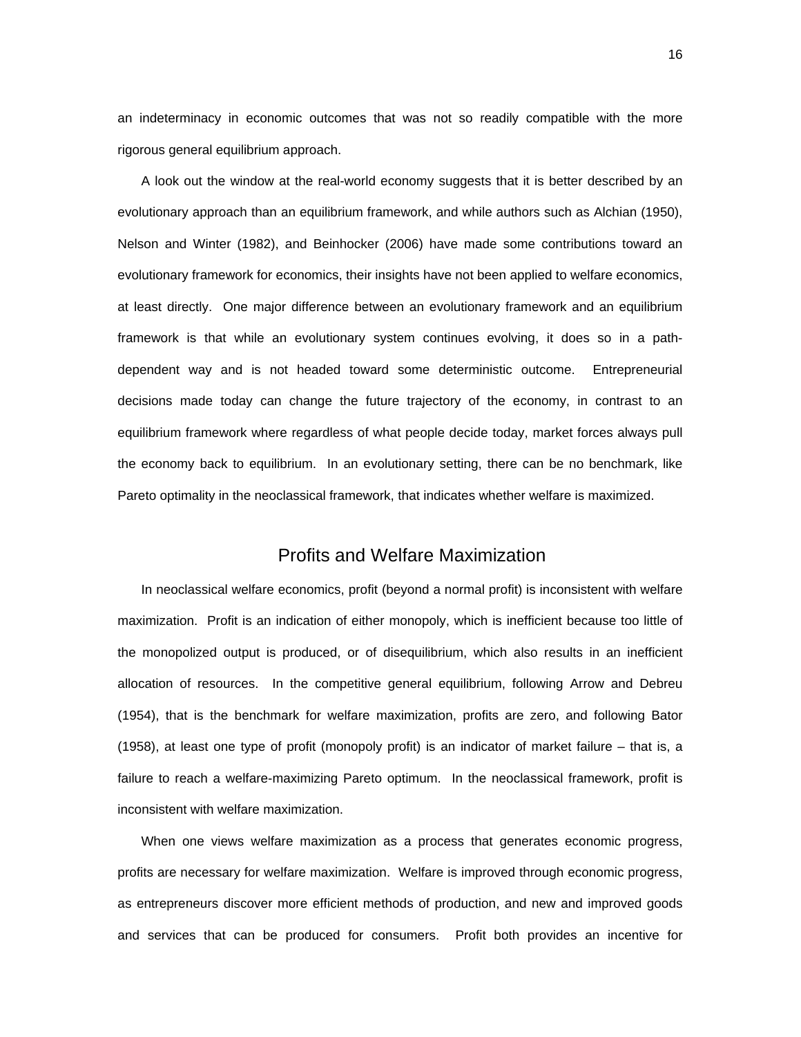an indeterminacy in economic outcomes that was not so readily compatible with the more rigorous general equilibrium approach.

A look out the window at the real-world economy suggests that it is better described by an evolutionary approach than an equilibrium framework, and while authors such as Alchian (1950), Nelson and Winter (1982), and Beinhocker (2006) have made some contributions toward an evolutionary framework for economics, their insights have not been applied to welfare economics, at least directly. One major difference between an evolutionary framework and an equilibrium framework is that while an evolutionary system continues evolving, it does so in a path-dependent way and is not headed toward some deterministic outcome. Entrepreneurial decisions made today can change the future trajectory of the economy, in contrast to an equilibrium framework where regardless of what people decide today, market forces always pull the economy back to equilibrium. In an evolutionary setting, there can be no benchmark, like Pareto optimality in the neoclassical framework, that indicates whether welfare is maximized.

## Profits and Welfare Maximization

In neoclassical welfare economics, profit (beyond a normal profit) is inconsistent with welfare maximization. Profit is an indication of either monopoly, which is inefficient because too little of the monopolized output is produced, or of disequilibrium, which also results in an inefficient allocation of resources. In the competitive general equilibrium, following Arrow and Debreu (1954), that is the benchmark for welfare maximization, profits are zero, and following Bator (1958), at least one type of profit (monopoly profit) is an indicator of market failure – that is, a failure to reach a welfare-maximizing Pareto optimum. In the neoclassical framework, profit is inconsistent with welfare maximization.

When one views welfare maximization as a process that generates economic progress, profits are necessary for welfare maximization. Welfare is improved through economic progress, as entrepreneurs discover more efficient methods of production, and new and improved goods and services that can be produced for consumers. Profit both provides an incentive for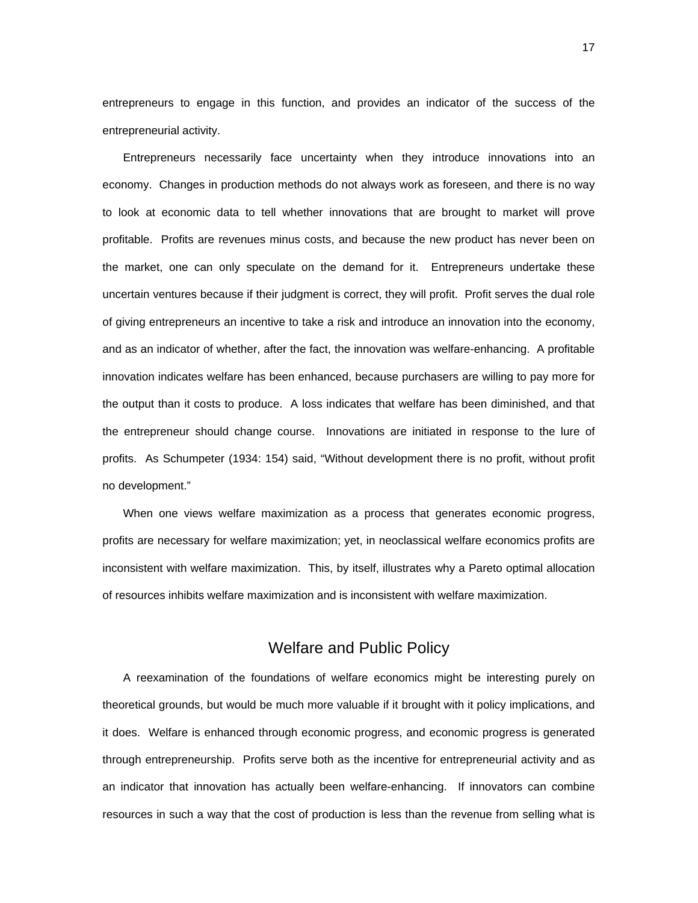entrepreneurs to engage in this function, and provides an indicator of the success of the entrepreneurial activity.

Entrepreneurs necessarily face uncertainty when they introduce innovations into an economy. Changes in production methods do not always work as foreseen, and there is no way to look at economic data to tell whether innovations that are brought to market will prove profitable. Profits are revenues minus costs, and because the new product has never been on the market, one can only speculate on the demand for it. Entrepreneurs undertake these uncertain ventures because if their judgment is correct, they will profit. Profit serves the dual role of giving entrepreneurs an incentive to take a risk and introduce an innovation into the economy, and as an indicator of whether, after the fact, the innovation was welfare-enhancing. A profitable innovation indicates welfare has been enhanced, because purchasers are willing to pay more for the output than it costs to produce. A loss indicates that welfare has been diminished, and that the entrepreneur should change course. Innovations are initiated in response to the lure of profits. As Schumpeter (1934: 154) said, "Without development there is no profit, without profit no development."

When one views welfare maximization as a process that generates economic progress, profits are necessary for welfare maximization; yet, in neoclassical welfare economics profits are inconsistent with welfare maximization. This, by itself, illustrates why a Pareto optimal allocation of resources inhibits welfare maximization and is inconsistent with welfare maximization.

## Welfare and Public Policy

A reexamination of the foundations of welfare economics might be interesting purely on theoretical grounds, but would be much more valuable if it brought with it policy implications, and it does. Welfare is enhanced through economic progress, and economic progress is generated through entrepreneurship. Profits serve both as the incentive for entrepreneurial activity and as an indicator that innovation has actually been welfare-enhancing. If innovators can combine resources in such a way that the cost of production is less than the revenue from selling what is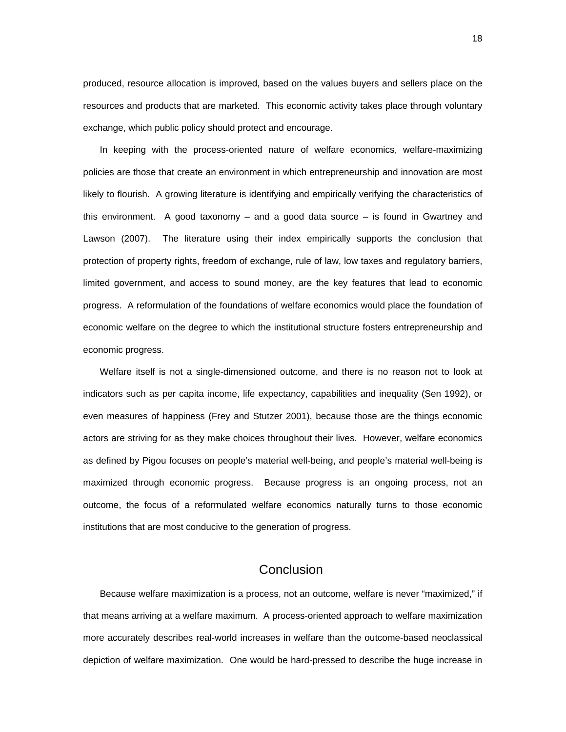produced, resource allocation is improved, based on the values buyers and sellers place on the resources and products that are marketed. This economic activity takes place through voluntary exchange, which public policy should protect and encourage.

In keeping with the process-oriented nature of welfare economics, welfare-maximizing policies are those that create an environment in which entrepreneurship and innovation are most likely to flourish. A growing literature is identifying and empirically verifying the characteristics of this environment. A good taxonomy – and a good data source – is found in Gwartney and Lawson (2007). The literature using their index empirically supports the conclusion that protection of property rights, freedom of exchange, rule of law, low taxes and regulatory barriers, limited government, and access to sound money, are the key features that lead to economic progress. A reformulation of the foundations of welfare economics would place the foundation of economic welfare on the degree to which the institutional structure fosters entrepreneurship and economic progress.

Welfare itself is not a single-dimensioned outcome, and there is no reason not to look at indicators such as per capita income, life expectancy, capabilities and inequality (Sen 1992), or even measures of happiness (Frey and Stutzer 2001), because those are the things economic actors are striving for as they make choices throughout their lives. However, welfare economics as defined by Pigou focuses on people's material well-being, and people's material well-being is maximized through economic progress. Because progress is an ongoing process, not an outcome, the focus of a reformulated welfare economics naturally turns to those economic institutions that are most conducive to the generation of progress.

## Conclusion

Because welfare maximization is a process, not an outcome, welfare is never "maximized," if that means arriving at a welfare maximum. A process-oriented approach to welfare maximization more accurately describes real-world increases in welfare than the outcome-based neoclassical depiction of welfare maximization. One would be hard-pressed to describe the huge increase in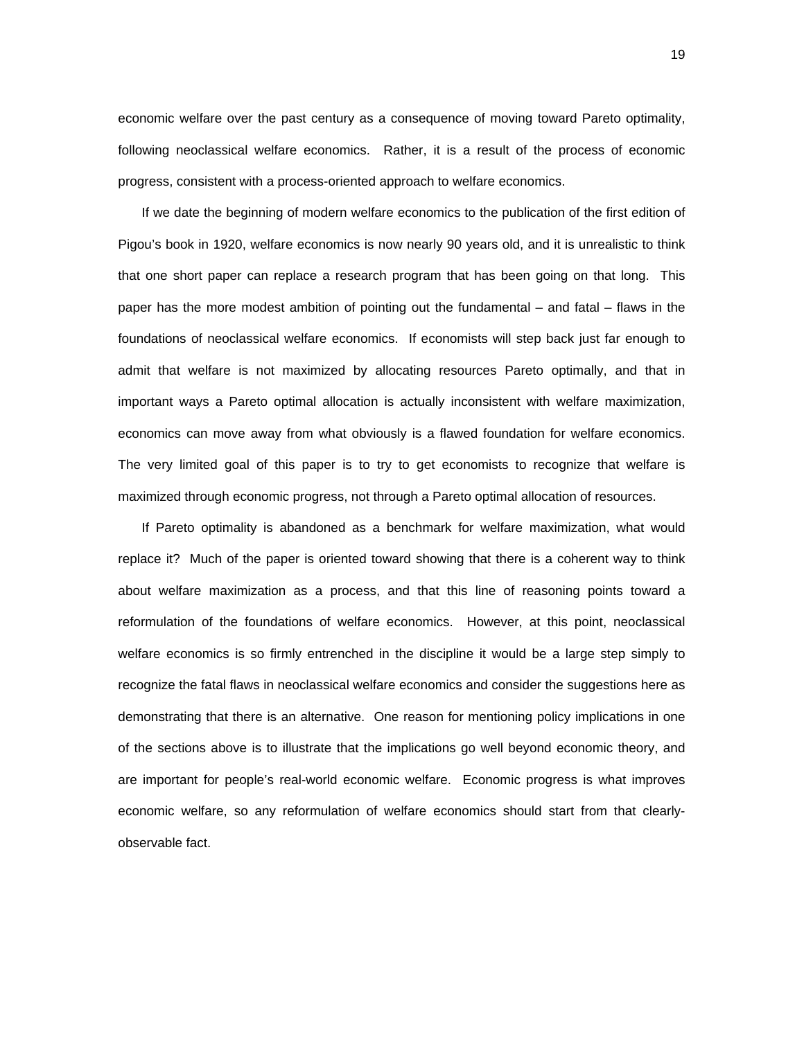economic welfare over the past century as a consequence of moving toward Pareto optimality, following neoclassical welfare economics. Rather, it is a result of the process of economic progress, consistent with a process-oriented approach to welfare economics.

If we date the beginning of modern welfare economics to the publication of the first edition of Pigou's book in 1920, welfare economics is now nearly 90 years old, and it is unrealistic to think that one short paper can replace a research program that has been going on that long. This paper has the more modest ambition of pointing out the fundamental – and fatal – flaws in the foundations of neoclassical welfare economics. If economists will step back just far enough to admit that welfare is not maximized by allocating resources Pareto optimally, and that in important ways a Pareto optimal allocation is actually inconsistent with welfare maximization, economics can move away from what obviously is a flawed foundation for welfare economics. The very limited goal of this paper is to try to get economists to recognize that welfare is maximized through economic progress, not through a Pareto optimal allocation of resources.

If Pareto optimality is abandoned as a benchmark for welfare maximization, what would replace it? Much of the paper is oriented toward showing that there is a coherent way to think about welfare maximization as a process, and that this line of reasoning points toward a reformulation of the foundations of welfare economics. However, at this point, neoclassical welfare economics is so firmly entrenched in the discipline it would be a large step simply to recognize the fatal flaws in neoclassical welfare economics and consider the suggestions here as demonstrating that there is an alternative. One reason for mentioning policy implications in one of the sections above is to illustrate that the implications go well beyond economic theory, and are important for people's real-world economic welfare. Economic progress is what improves economic welfare, so any reformulation of welfare economics should start from that clearly-observable fact.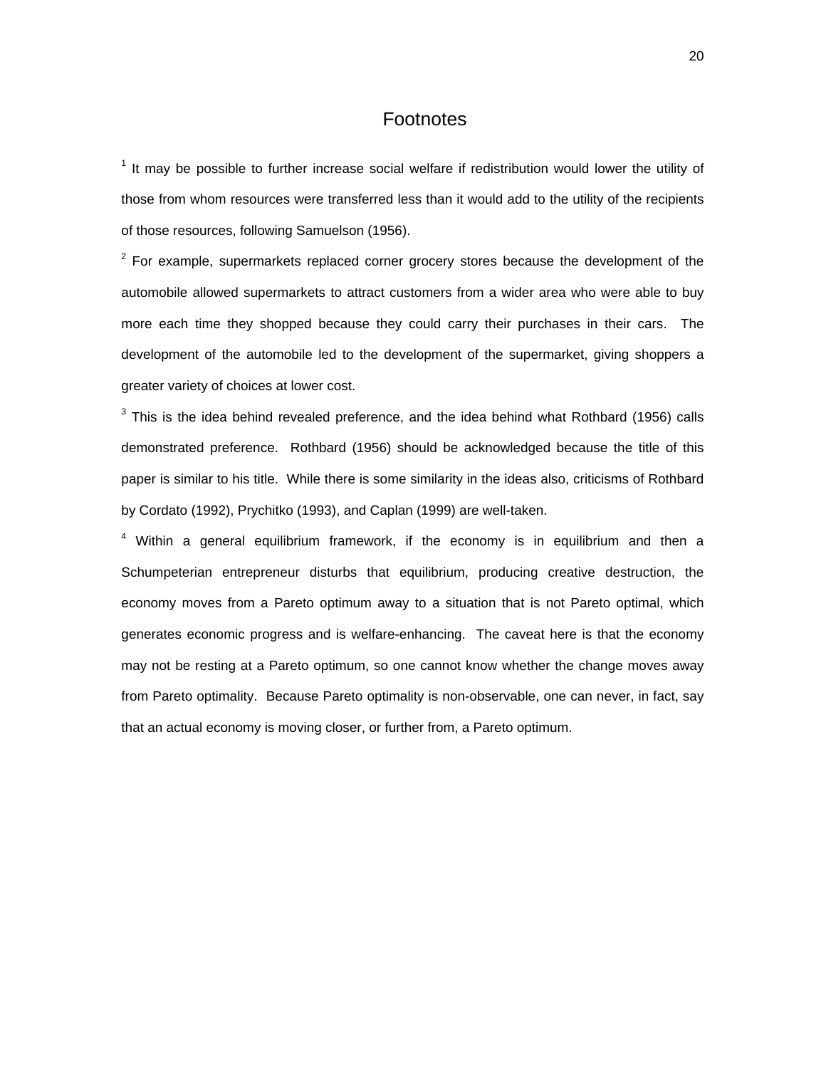# Footnotes

[1] It may be possible to further increase social welfare if redistribution would lower the utility of those from whom resources were transferred less than it would add to the utility of the recipients of those resources, following Samuelson (1956).

[2] For example, supermarkets replaced corner grocery stores because the development of the automobile allowed supermarkets to attract customers from a wider area who were able to buy more each time they shopped because they could carry their purchases in their cars. The development of the automobile led to the development of the supermarket, giving shoppers a greater variety of choices at lower cost.

[3] This is the idea behind revealed preference, and the idea behind what Rothbard (1956) calls demonstrated preference. Rothbard (1956) should be acknowledged because the title of this paper is similar to his title. While there is some similarity in the ideas also, criticisms of Rothbard by Cordato (1992), Prychitko (1993), and Caplan (1999) are well-taken.

[4] Within a general equilibrium framework, if the economy is in equilibrium and then a Schumpeterian entrepreneur disturbs that equilibrium, producing creative destruction, the economy moves from a Pareto optimum away to a situation that is not Pareto optimal, which generates economic progress and is welfare-enhancing. The caveat here is that the economy may not be resting at a Pareto optimum, so one cannot know whether the change moves away from Pareto optimality. Because Pareto optimality is non-observable, one can never, in fact, say that an actual economy is moving closer, or further from, a Pareto optimum.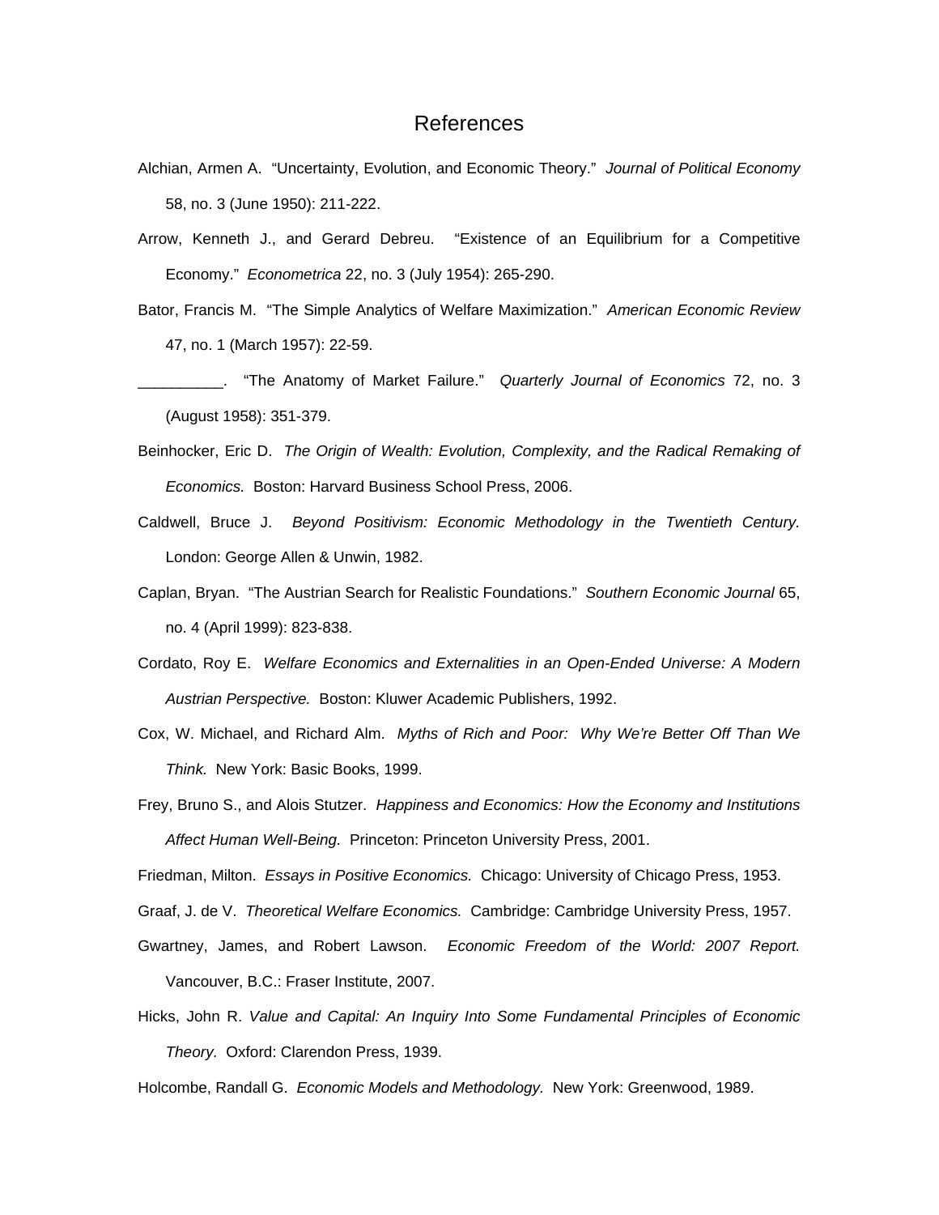# References

Alchian, Armen A. "Uncertainty, Evolution, and Economic Theory." *Journal of Political Economy* 58, no. 3 (June 1950): 211-222.

Arrow, Kenneth J., and Gerard Debreu. "Existence of an Equilibrium for a Competitive Economy." *Econometrica* 22, no. 3 (July 1954): 265-290.

Bator, Francis M. "The Simple Analytics of Welfare Maximization." *American Economic Review* 47, no. 1 (March 1957): 22-59.

__________. "The Anatomy of Market Failure." *Quarterly Journal of Economics* 72, no. 3 (August 1958): 351-379.

Beinhocker, Eric D. *The Origin of Wealth: Evolution, Complexity, and the Radical Remaking of Economics.* Boston: Harvard Business School Press, 2006.

Caldwell, Bruce J. *Beyond Positivism: Economic Methodology in the Twentieth Century.* London: George Allen & Unwin, 1982.

Caplan, Bryan. "The Austrian Search for Realistic Foundations." *Southern Economic Journal* 65, no. 4 (April 1999): 823-838.

Cordato, Roy E. *Welfare Economics and Externalities in an Open-Ended Universe: A Modern Austrian Perspective.* Boston: Kluwer Academic Publishers, 1992.

Cox, W. Michael, and Richard Alm. *Myths of Rich and Poor: Why We're Better Off Than We Think.* New York: Basic Books, 1999.

Frey, Bruno S., and Alois Stutzer. *Happiness and Economics: How the Economy and Institutions Affect Human Well-Being.* Princeton: Princeton University Press, 2001.

Friedman, Milton. *Essays in Positive Economics.* Chicago: University of Chicago Press, 1953.

Graaf, J. de V. *Theoretical Welfare Economics.* Cambridge: Cambridge University Press, 1957.

Gwartney, James, and Robert Lawson. *Economic Freedom of the World: 2007 Report.* Vancouver, B.C.: Fraser Institute, 2007.

Hicks, John R. *Value and Capital: An Inquiry Into Some Fundamental Principles of Economic Theory.* Oxford: Clarendon Press, 1939.

Holcombe, Randall G. *Economic Models and Methodology.* New York: Greenwood, 1989.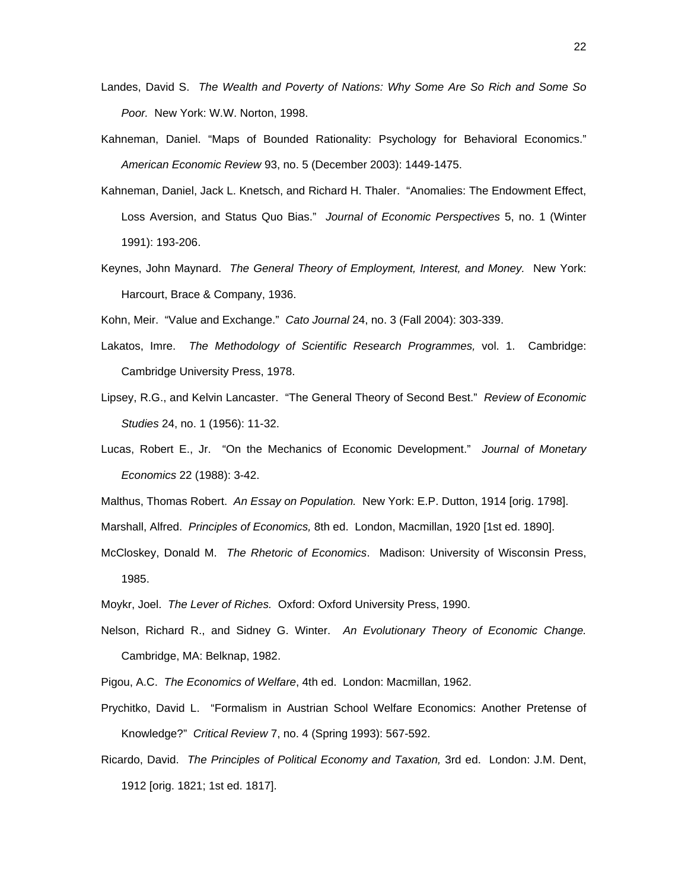Landes, David S. *The Wealth and Poverty of Nations: Why Some Are So Rich and Some So Poor.* New York: W.W. Norton, 1998.

Kahneman, Daniel. "Maps of Bounded Rationality: Psychology for Behavioral Economics." *American Economic Review* 93, no. 5 (December 2003): 1449-1475.

Kahneman, Daniel, Jack L. Knetsch, and Richard H. Thaler. "Anomalies: The Endowment Effect, Loss Aversion, and Status Quo Bias." *Journal of Economic Perspectives* 5, no. 1 (Winter 1991): 193-206.

Keynes, John Maynard. *The General Theory of Employment, Interest, and Money.* New York: Harcourt, Brace & Company, 1936.

Kohn, Meir. "Value and Exchange." *Cato Journal* 24, no. 3 (Fall 2004): 303-339.

Lakatos, Imre. *The Methodology of Scientific Research Programmes,* vol. 1. Cambridge: Cambridge University Press, 1978.

Lipsey, R.G., and Kelvin Lancaster. "The General Theory of Second Best." *Review of Economic Studies* 24, no. 1 (1956): 11-32.

Lucas, Robert E., Jr. "On the Mechanics of Economic Development." *Journal of Monetary Economics* 22 (1988): 3-42.

Malthus, Thomas Robert. *An Essay on Population.* New York: E.P. Dutton, 1914 [orig. 1798].

Marshall, Alfred. *Principles of Economics,* 8th ed. London, Macmillan, 1920 [1st ed. 1890].

McCloskey, Donald M. *The Rhetoric of Economics*. Madison: University of Wisconsin Press, 1985.

Moykr, Joel. *The Lever of Riches.* Oxford: Oxford University Press, 1990.

Nelson, Richard R., and Sidney G. Winter. *An Evolutionary Theory of Economic Change.* Cambridge, MA: Belknap, 1982.

Pigou, A.C. *The Economics of Welfare*, 4th ed. London: Macmillan, 1962.

Prychitko, David L. "Formalism in Austrian School Welfare Economics: Another Pretense of Knowledge?" *Critical Review* 7, no. 4 (Spring 1993): 567-592.

Ricardo, David. *The Principles of Political Economy and Taxation,* 3rd ed. London: J.M. Dent, 1912 [orig. 1821; 1st ed. 1817].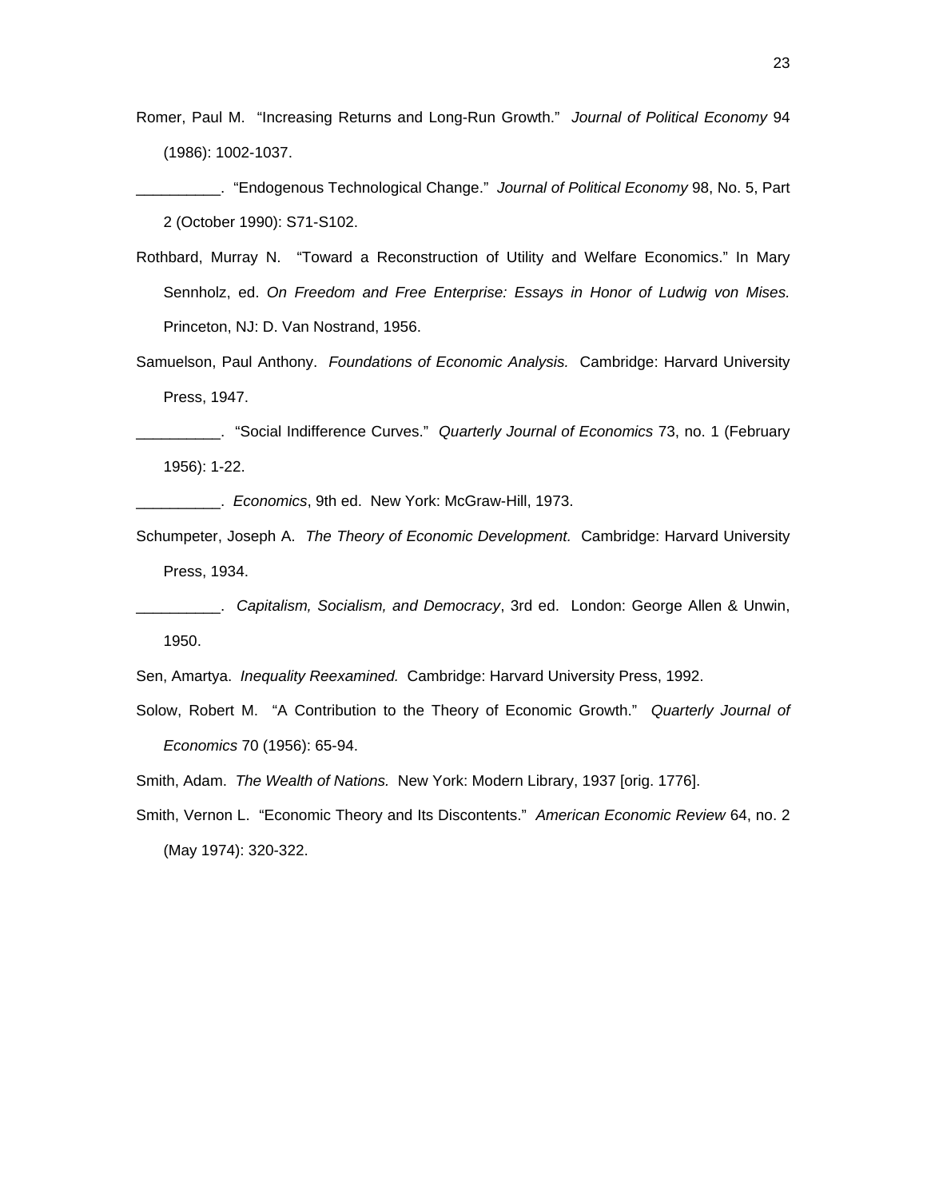Romer, Paul M. "Increasing Returns and Long-Run Growth." *Journal of Political Economy* 94 (1986): 1002-1037.

__________. "Endogenous Technological Change." *Journal of Political Economy* 98, No. 5, Part 2 (October 1990): S71-S102.

Rothbard, Murray N. "Toward a Reconstruction of Utility and Welfare Economics." In Mary Sennholz, ed. *On Freedom and Free Enterprise: Essays in Honor of Ludwig von Mises.* Princeton, NJ: D. Van Nostrand, 1956.

Samuelson, Paul Anthony. *Foundations of Economic Analysis.* Cambridge: Harvard University Press, 1947.

__________. "Social Indifference Curves." *Quarterly Journal of Economics* 73, no. 1 (February 1956): 1-22.

__________. *Economics*, 9th ed. New York: McGraw-Hill, 1973.

Schumpeter, Joseph A. *The Theory of Economic Development.* Cambridge: Harvard University Press, 1934.

__________. *Capitalism, Socialism, and Democracy*, 3rd ed. London: George Allen & Unwin, 1950.

Sen, Amartya. *Inequality Reexamined.* Cambridge: Harvard University Press, 1992.

Solow, Robert M. "A Contribution to the Theory of Economic Growth." *Quarterly Journal of Economics* 70 (1956): 65-94.

Smith, Adam. *The Wealth of Nations.* New York: Modern Library, 1937 [orig. 1776].

Smith, Vernon L. "Economic Theory and Its Discontents." *American Economic Review* 64, no. 2 (May 1974): 320-322.